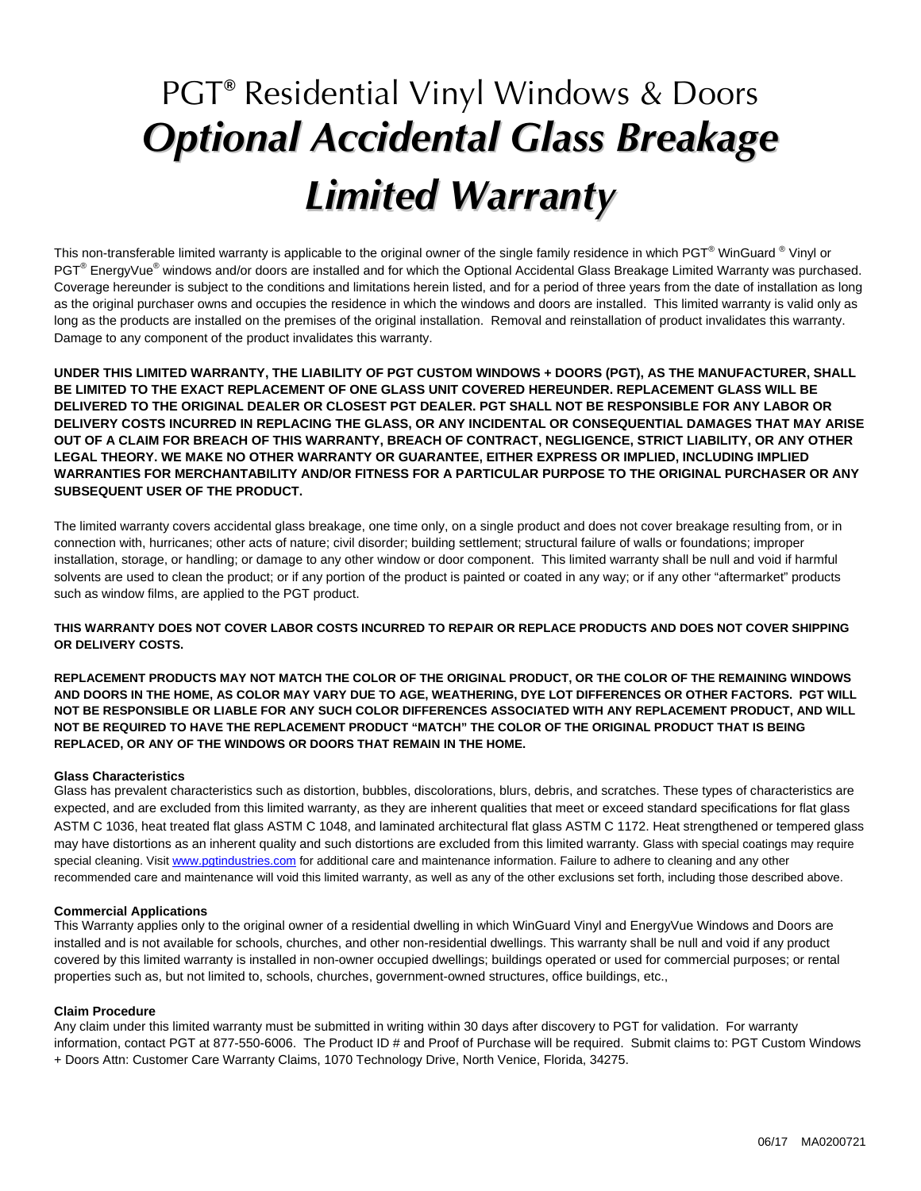# PGT® Residential Vinyl Windows & Doors
# ***Optional Accidental Glass Breakage Limited Warranty***

This non-transferable limited warranty is applicable to the original owner of the single family residence in which PGT® WinGuard ® Vinyl or PGT® EnergyVue® windows and/or doors are installed and for which the Optional Accidental Glass Breakage Limited Warranty was purchased. Coverage hereunder is subject to the conditions and limitations herein listed, and for a period of three years from the date of installation as long as the original purchaser owns and occupies the residence in which the windows and doors are installed. This limited warranty is valid only as long as the products are installed on the premises of the original installation. Removal and reinstallation of product invalidates this warranty. Damage to any component of the product invalidates this warranty.

**UNDER THIS LIMITED WARRANTY, THE LIABILITY OF PGT CUSTOM WINDOWS + DOORS (PGT), AS THE MANUFACTURER, SHALL BE LIMITED TO THE EXACT REPLACEMENT OF ONE GLASS UNIT COVERED HEREUNDER. REPLACEMENT GLASS WILL BE DELIVERED TO THE ORIGINAL DEALER OR CLOSEST PGT DEALER. PGT SHALL NOT BE RESPONSIBLE FOR ANY LABOR OR DELIVERY COSTS INCURRED IN REPLACING THE GLASS, OR ANY INCIDENTAL OR CONSEQUENTIAL DAMAGES THAT MAY ARISE OUT OF A CLAIM FOR BREACH OF THIS WARRANTY, BREACH OF CONTRACT, NEGLIGENCE, STRICT LIABILITY, OR ANY OTHER LEGAL THEORY. WE MAKE NO OTHER WARRANTY OR GUARANTEE, EITHER EXPRESS OR IMPLIED, INCLUDING IMPLIED WARRANTIES FOR MERCHANTABILITY AND/OR FITNESS FOR A PARTICULAR PURPOSE TO THE ORIGINAL PURCHASER OR ANY SUBSEQUENT USER OF THE PRODUCT.**

The limited warranty covers accidental glass breakage, one time only, on a single product and does not cover breakage resulting from, or in connection with, hurricanes; other acts of nature; civil disorder; building settlement; structural failure of walls or foundations; improper installation, storage, or handling; or damage to any other window or door component. This limited warranty shall be null and void if harmful solvents are used to clean the product; or if any portion of the product is painted or coated in any way; or if any other "aftermarket" products such as window films, are applied to the PGT product.

**THIS WARRANTY DOES NOT COVER LABOR COSTS INCURRED TO REPAIR OR REPLACE PRODUCTS AND DOES NOT COVER SHIPPING OR DELIVERY COSTS.**

**REPLACEMENT PRODUCTS MAY NOT MATCH THE COLOR OF THE ORIGINAL PRODUCT, OR THE COLOR OF THE REMAINING WINDOWS AND DOORS IN THE HOME, AS COLOR MAY VARY DUE TO AGE, WEATHERING, DYE LOT DIFFERENCES OR OTHER FACTORS. PGT WILL NOT BE RESPONSIBLE OR LIABLE FOR ANY SUCH COLOR DIFFERENCES ASSOCIATED WITH ANY REPLACEMENT PRODUCT, AND WILL NOT BE REQUIRED TO HAVE THE REPLACEMENT PRODUCT "MATCH" THE COLOR OF THE ORIGINAL PRODUCT THAT IS BEING REPLACED, OR ANY OF THE WINDOWS OR DOORS THAT REMAIN IN THE HOME.**

**Glass Characteristics**

Glass has prevalent characteristics such as distortion, bubbles, discolorations, blurs, debris, and scratches. These types of characteristics are expected, and are excluded from this limited warranty, as they are inherent qualities that meet or exceed standard specifications for flat glass ASTM C 1036, heat treated flat glass ASTM C 1048, and laminated architectural flat glass ASTM C 1172. Heat strengthened or tempered glass may have distortions as an inherent quality and such distortions are excluded from this limited warranty. Glass with special coatings may require special cleaning. Visit www.pgtindustries.com for additional care and maintenance information. Failure to adhere to cleaning and any other recommended care and maintenance will void this limited warranty, as well as any of the other exclusions set forth, including those described above.

**Commercial Applications**

This Warranty applies only to the original owner of a residential dwelling in which WinGuard Vinyl and EnergyVue Windows and Doors are installed and is not available for schools, churches, and other non-residential dwellings. This warranty shall be null and void if any product covered by this limited warranty is installed in non-owner occupied dwellings; buildings operated or used for commercial purposes; or rental properties such as, but not limited to, schools, churches, government-owned structures, office buildings, etc.,

**Claim Procedure**

Any claim under this limited warranty must be submitted in writing within 30 days after discovery to PGT for validation. For warranty information, contact PGT at 877-550-6006. The Product ID # and Proof of Purchase will be required. Submit claims to: PGT Custom Windows + Doors Attn: Customer Care Warranty Claims, 1070 Technology Drive, North Venice, Florida, 34275.

06/17 MA0200721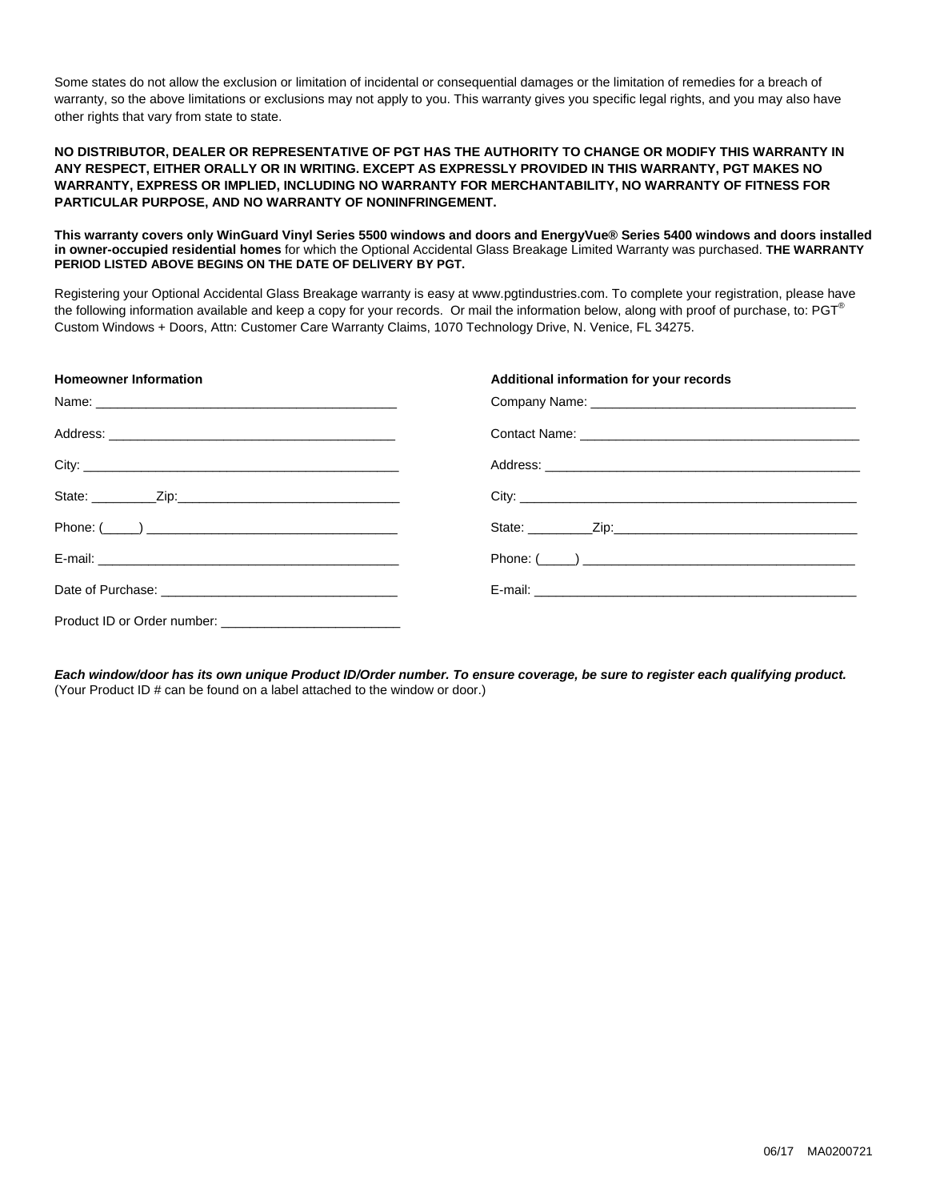Some states do not allow the exclusion or limitation of incidental or consequential damages or the limitation of remedies for a breach of warranty, so the above limitations or exclusions may not apply to you. This warranty gives you specific legal rights, and you may also have other rights that vary from state to state.

**NO DISTRIBUTOR, DEALER OR REPRESENTATIVE OF PGT HAS THE AUTHORITY TO CHANGE OR MODIFY THIS WARRANTY IN ANY RESPECT, EITHER ORALLY OR IN WRITING. EXCEPT AS EXPRESSLY PROVIDED IN THIS WARRANTY, PGT MAKES NO WARRANTY, EXPRESS OR IMPLIED, INCLUDING NO WARRANTY FOR MERCHANTABILITY, NO WARRANTY OF FITNESS FOR PARTICULAR PURPOSE, AND NO WARRANTY OF NONINFRINGEMENT.**

**This warranty covers only WinGuard Vinyl Series 5500 windows and doors and EnergyVue® Series 5400 windows and doors installed in owner-occupied residential homes** for which the Optional Accidental Glass Breakage Limited Warranty was purchased. **THE WARRANTY PERIOD LISTED ABOVE BEGINS ON THE DATE OF DELIVERY BY PGT.**

Registering your Optional Accidental Glass Breakage warranty is easy at www.pgtindustries.com. To complete your registration, please have the following information available and keep a copy for your records. Or mail the information below, along with proof of purchase, to: PGT® Custom Windows + Doors, Attn: Customer Care Warranty Claims, 1070 Technology Drive, N. Venice, FL 34275.

**Homeowner Information**

Name: ___________________________________________

Address: _________________________________________

City: _____________________________________________

State: _________Zip:_______________________________

Phone: (_____) ___________________________________

E-mail: ___________________________________________

Date of Purchase: _________________________________

Product ID or Order number: _________________________

**Additional information for your records**

Company Name: ____________________________________

Contact Name: _____________________________________

Address: __________________________________________

City: _____________________________________________

State: _________Zip:_________________________________

Phone: (_____) _____________________________________

E-mail: ____________________________________________

***Each window/door has its own unique Product ID/Order number. To ensure coverage, be sure to register each qualifying product.*** (Your Product ID # can be found on a label attached to the window or door.)

06/17 MA0200721